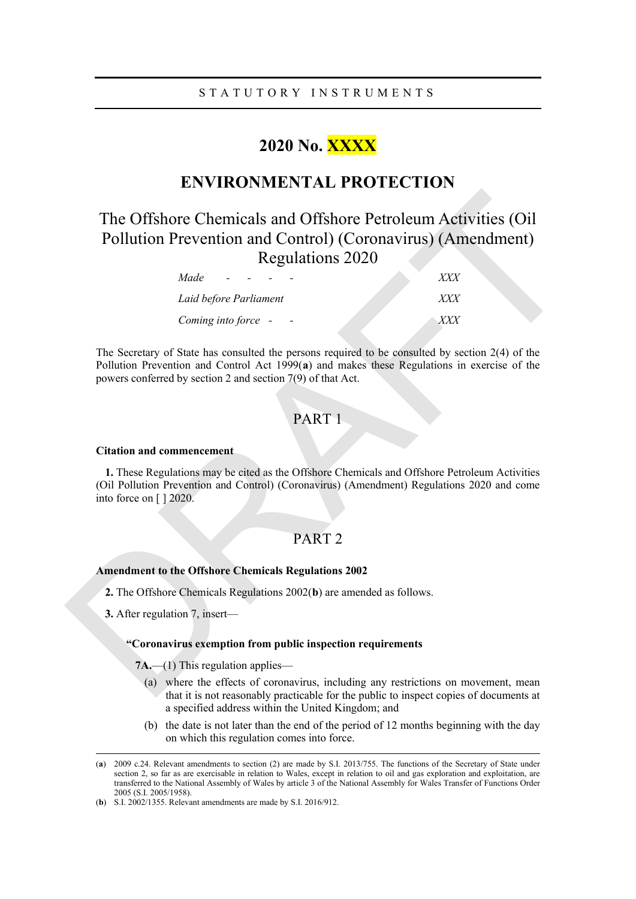STATUTORY INSTRUMENTS

# 2020 No. XXXX

## ENVIRONMENTAL PROTECTION

## The Offshore Chemicals and Offshore Petroleum Activities (Oil Pollution Prevention and Control) (Coronavirus) (Amendment) Regulations 2020

| | |
|---|---|
| *Made* | *XXX* |
| *Laid before Parliament* | *XXX* |
| *Coming into force* | *XXX* |

The Secretary of State has consulted the persons required to be consulted by section 2(4) of the Pollution Prevention and Control Act 1999(**a**) and makes these Regulations in exercise of the powers conferred by section 2 and section 7(9) of that Act.

## PART 1

### Citation and commencement

**1.** These Regulations may be cited as the Offshore Chemicals and Offshore Petroleum Activities (Oil Pollution Prevention and Control) (Coronavirus) (Amendment) Regulations 2020 and come into force on [ ] 2020.

## PART 2

### Amendment to the Offshore Chemicals Regulations 2002

**2.** The Offshore Chemicals Regulations 2002(**b**) are amended as follows.

**3.** After regulation 7, insert—

**"Coronavirus exemption from public inspection requirements**

**7A.**—(1) This regulation applies—

(a) where the effects of coronavirus, including any restrictions on movement, mean that it is not reasonably practicable for the public to inspect copies of documents at a specified address within the United Kingdom; and

(b) the date is not later than the end of the period of 12 months beginning with the day on which this regulation comes into force.

---

(**a**) 2009 c.24. Relevant amendments to section (2) are made by S.I. 2013/755. The functions of the Secretary of State under section 2, so far as are exercisable in relation to Wales, except in relation to oil and gas exploration and exploitation, are transferred to the National Assembly of Wales by article 3 of the National Assembly for Wales Transfer of Functions Order 2005 (S.I. 2005/1958).

(**b**) S.I. 2002/1355. Relevant amendments are made by S.I. 2016/912.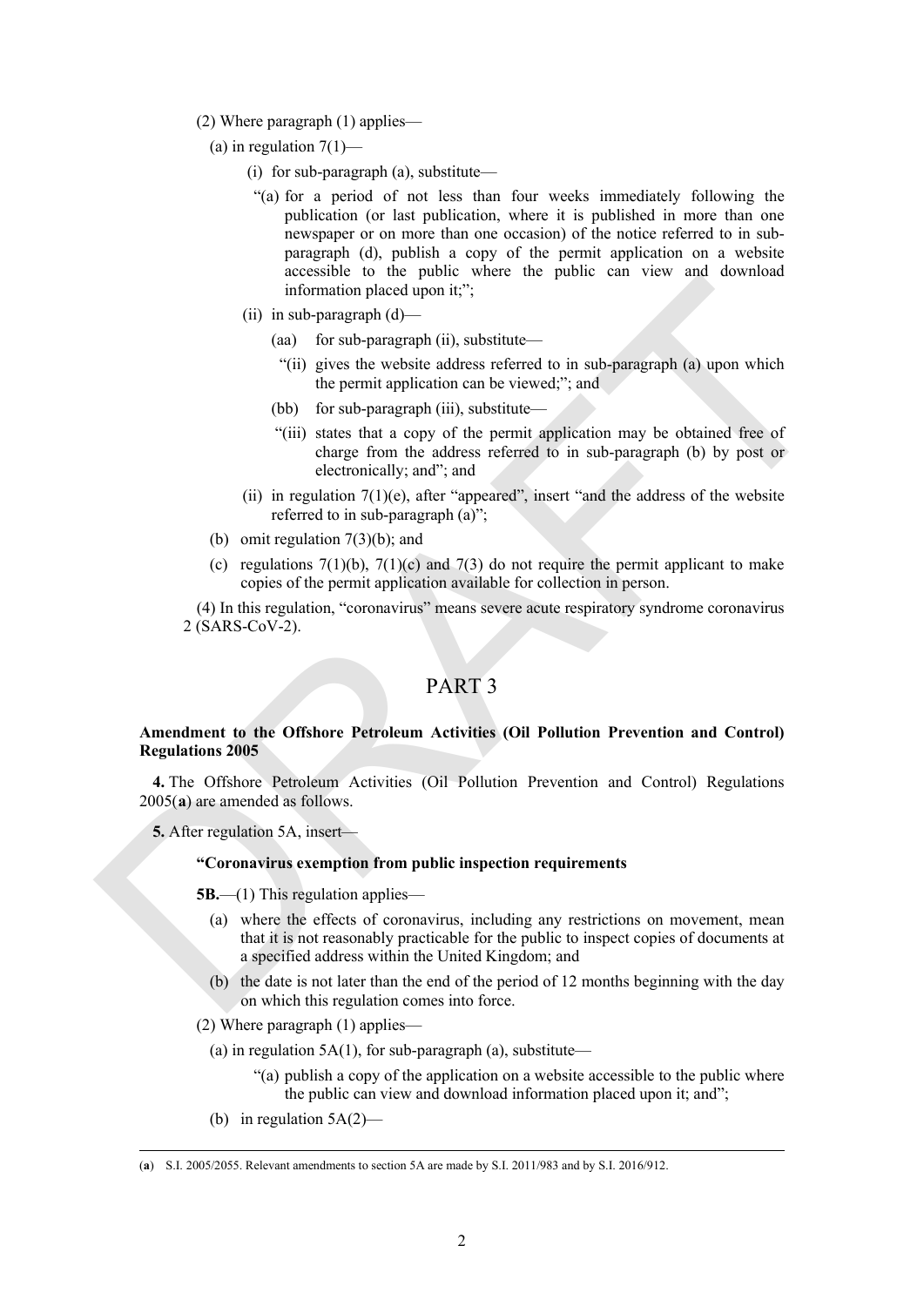(2) Where paragraph (1) applies—

(a) in regulation 7(1)—

(i) for sub-paragraph (a), substitute—

"(a) for a period of not less than four weeks immediately following the publication (or last publication, where it is published in more than one newspaper or on more than one occasion) of the notice referred to in sub-paragraph (d), publish a copy of the permit application on a website accessible to the public where the public can view and download information placed upon it;";

(ii) in sub-paragraph (d)—

(aa) for sub-paragraph (ii), substitute—

"(ii) gives the website address referred to in sub-paragraph (a) upon which the permit application can be viewed;"; and

(bb) for sub-paragraph (iii), substitute—

"(iii) states that a copy of the permit application may be obtained free of charge from the address referred to in sub-paragraph (b) by post or electronically; and"; and

(ii) in regulation 7(1)(e), after "appeared", insert "and the address of the website referred to in sub-paragraph (a)";

(b) omit regulation 7(3)(b); and

(c) regulations 7(1)(b), 7(1)(c) and 7(3) do not require the permit applicant to make copies of the permit application available for collection in person.

(4) In this regulation, "coronavirus" means severe acute respiratory syndrome coronavirus 2 (SARS-CoV-2).

# PART 3

**Amendment to the Offshore Petroleum Activities (Oil Pollution Prevention and Control) Regulations 2005**

**4.** The Offshore Petroleum Activities (Oil Pollution Prevention and Control) Regulations 2005(**a**) are amended as follows.

**5.** After regulation 5A, insert—

**"Coronavirus exemption from public inspection requirements**

**5B.**—(1) This regulation applies—

(a) where the effects of coronavirus, including any restrictions on movement, mean that it is not reasonably practicable for the public to inspect copies of documents at a specified address within the United Kingdom; and

(b) the date is not later than the end of the period of 12 months beginning with the day on which this regulation comes into force.

(2) Where paragraph (1) applies—

(a) in regulation 5A(1), for sub-paragraph (a), substitute—

"(a) publish a copy of the application on a website accessible to the public where the public can view and download information placed upon it; and";

(b) in regulation 5A(2)—

---

(**a**) S.I. 2005/2055. Relevant amendments to section 5A are made by S.I. 2011/983 and by S.I. 2016/912.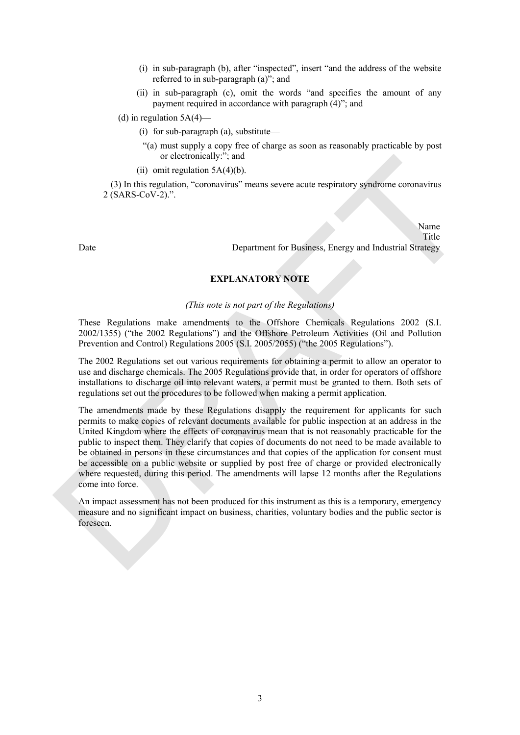(i) in sub-paragraph (b), after "inspected", insert "and the address of the website referred to in sub-paragraph (a)"; and

(ii) in sub-paragraph (c), omit the words "and specifies the amount of any payment required in accordance with paragraph (4)"; and

(d) in regulation 5A(4)—

(i) for sub-paragraph (a), substitute—

"(a) must supply a copy free of charge as soon as reasonably practicable by post or electronically:"; and

(ii) omit regulation 5A(4)(b).

(3) In this regulation, "coronavirus" means severe acute respiratory syndrome coronavirus 2 (SARS-CoV-2).".

Name
Title
Date Department for Business, Energy and Industrial Strategy

## EXPLANATORY NOTE

*(This note is not part of the Regulations)*

These Regulations make amendments to the Offshore Chemicals Regulations 2002 (S.I. 2002/1355) ("the 2002 Regulations") and the Offshore Petroleum Activities (Oil and Pollution Prevention and Control) Regulations 2005 (S.I. 2005/2055) ("the 2005 Regulations").

The 2002 Regulations set out various requirements for obtaining a permit to allow an operator to use and discharge chemicals. The 2005 Regulations provide that, in order for operators of offshore installations to discharge oil into relevant waters, a permit must be granted to them. Both sets of regulations set out the procedures to be followed when making a permit application.

The amendments made by these Regulations disapply the requirement for applicants for such permits to make copies of relevant documents available for public inspection at an address in the United Kingdom where the effects of coronavirus mean that is not reasonably practicable for the public to inspect them. They clarify that copies of documents do not need to be made available to be obtained in persons in these circumstances and that copies of the application for consent must be accessible on a public website or supplied by post free of charge or provided electronically where requested, during this period. The amendments will lapse 12 months after the Regulations come into force.

An impact assessment has not been produced for this instrument as this is a temporary, emergency measure and no significant impact on business, charities, voluntary bodies and the public sector is foreseen.